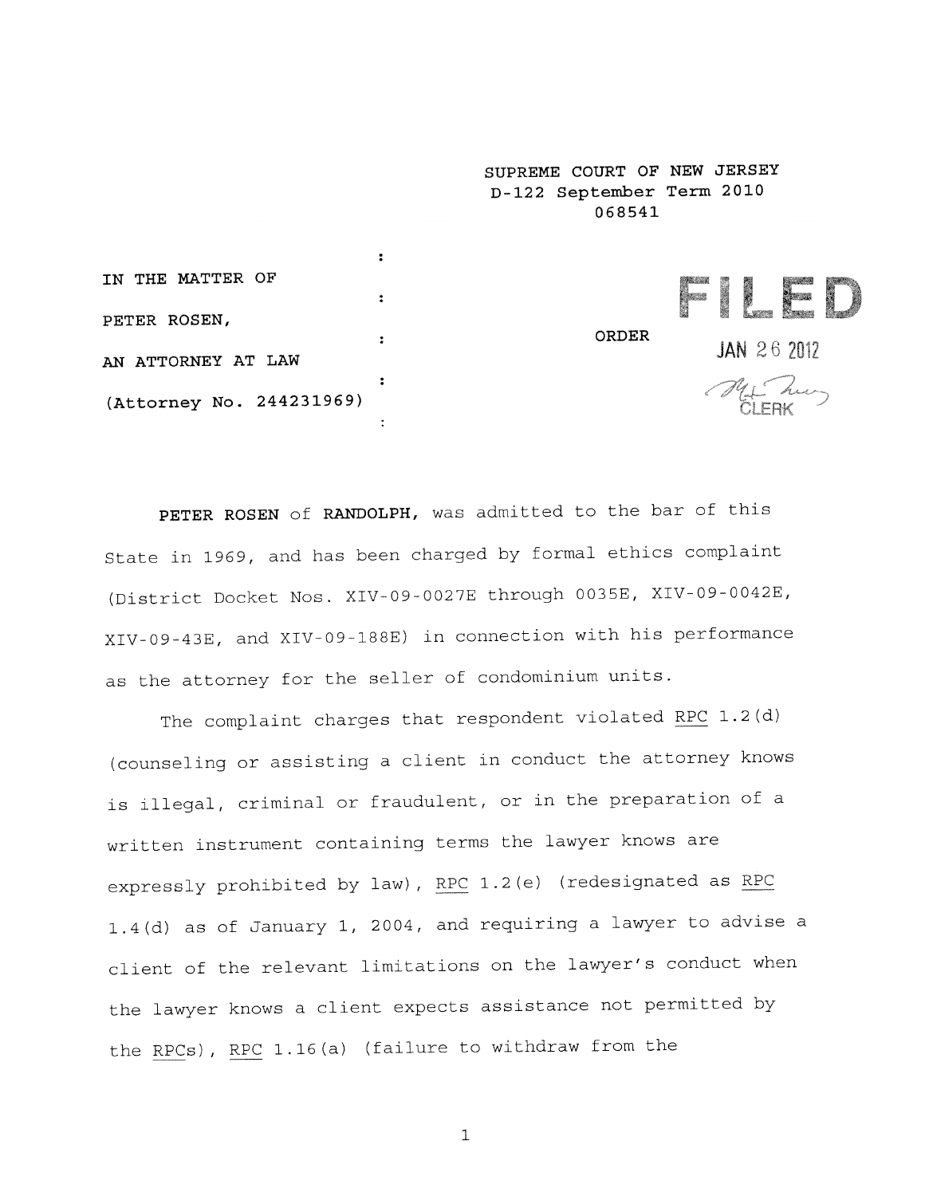SUPREME COURT OF NEW JERSEY
D-122 September Term 2010
068541

IN THE MATTER OF

PETER ROSEN,

AN ATTORNEY AT LAW

(Attorney No. 244231969)

ORDER

FILED
JAN 26 2012
CLERK

**PETER ROSEN** of **RANDOLPH,** was admitted to the bar of this State in 1969, and has been charged by formal ethics complaint (District Docket Nos. XIV-09-0027E through 0035E, XIV-09-0042E, XIV-09-43E, and XIV-09-188E) in connection with his performance as the attorney for the seller of condominium units.

The complaint charges that respondent violated RPC 1.2(d) (counseling or assisting a client in conduct the attorney knows is illegal, criminal or fraudulent, or in the preparation of a written instrument containing terms the lawyer knows are expressly prohibited by law), RPC 1.2(e) (redesignated as RPC 1.4(d) as of January 1, 2004, and requiring a lawyer to advise a client of the relevant limitations on the lawyer's conduct when the lawyer knows a client expects assistance not permitted by the RPCs), RPC 1.16(a) (failure to withdraw from the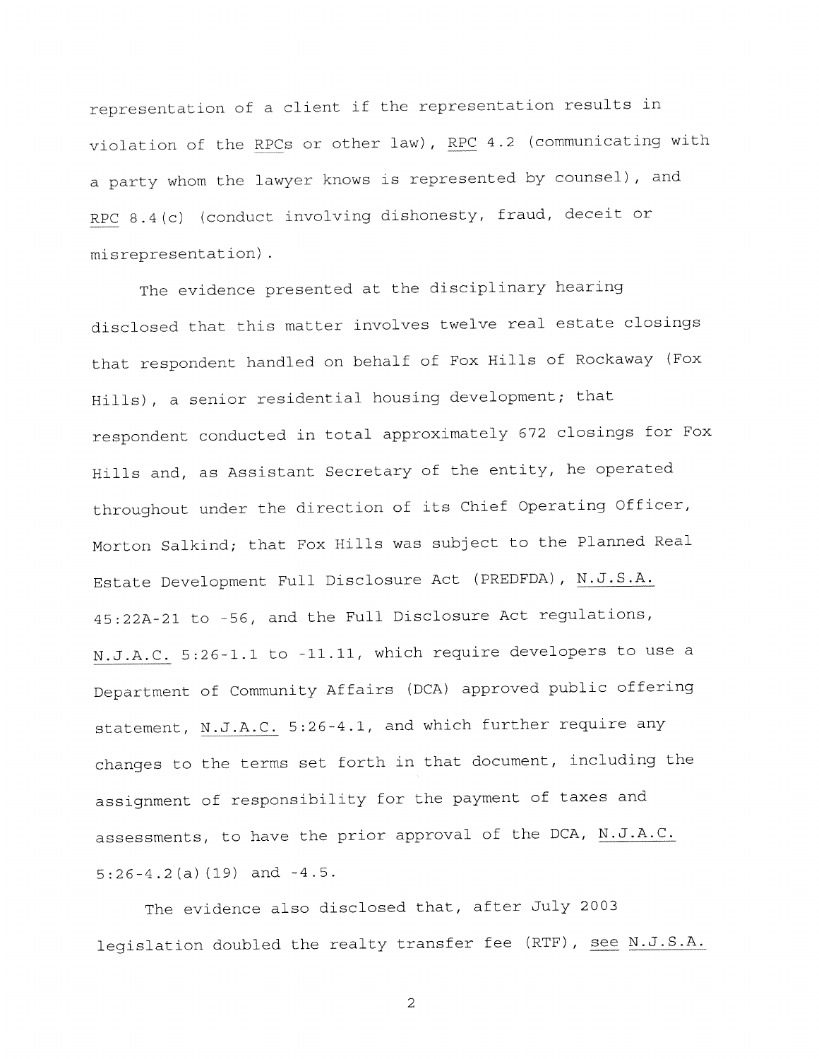representation of a client if the representation results in violation of the RPCs or other law), RPC 4.2 (communicating with a party whom the lawyer knows is represented by counsel), and RPC 8.4(c) (conduct involving dishonesty, fraud, deceit or misrepresentation).

The evidence presented at the disciplinary hearing disclosed that this matter involves twelve real estate closings that respondent handled on behalf of Fox Hills of Rockaway (Fox Hills), a senior residential housing development; that respondent conducted in total approximately 672 closings for Fox Hills and, as Assistant Secretary of the entity, he operated throughout under the direction of its Chief Operating Officer, Morton Salkind; that Fox Hills was subject to the Planned Real Estate Development Full Disclosure Act (PREDFDA), N.J.S.A. 45:22A-21 to -56, and the Full Disclosure Act regulations, N.J.A.C. 5:26-1.1 to -11.11, which require developers to use a Department of Community Affairs (DCA) approved public offering statement, N.J.A.C. 5:26-4.1, and which further require any changes to the terms set forth in that document, including the assignment of responsibility for the payment of taxes and assessments, to have the prior approval of the DCA, N.J.A.C. 5:26-4.2(a)(19) and -4.5.

The evidence also disclosed that, after July 2003 legislation doubled the realty transfer fee (RTF), see N.J.S.A.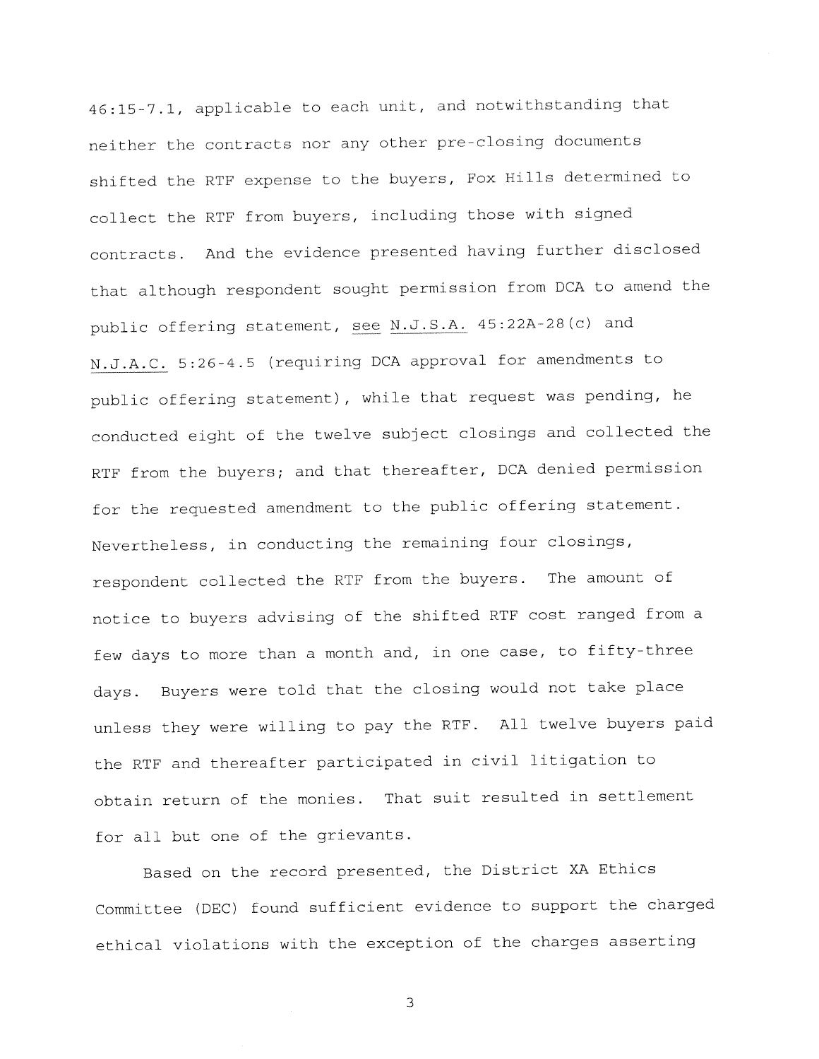46:15-7.1, applicable to each unit, and notwithstanding that neither the contracts nor any other pre-closing documents shifted the RTF expense to the buyers, Fox Hills determined to collect the RTF from buyers, including those with signed contracts. And the evidence presented having further disclosed that although respondent sought permission from DCA to amend the public offering statement, see N.J.S.A. 45:22A-28(c) and N.J.A.C. 5:26-4.5 (requiring DCA approval for amendments to public offering statement), while that request was pending, he conducted eight of the twelve subject closings and collected the RTF from the buyers; and that thereafter, DCA denied permission for the requested amendment to the public offering statement. Nevertheless, in conducting the remaining four closings, respondent collected the RTF from the buyers. The amount of notice to buyers advising of the shifted RTF cost ranged from a few days to more than a month and, in one case, to fifty-three days. Buyers were told that the closing would not take place unless they were willing to pay the RTF. All twelve buyers paid the RTF and thereafter participated in civil litigation to obtain return of the monies. That suit resulted in settlement for all but one of the grievants.

Based on the record presented, the District XA Ethics Committee (DEC) found sufficient evidence to support the charged ethical violations with the exception of the charges asserting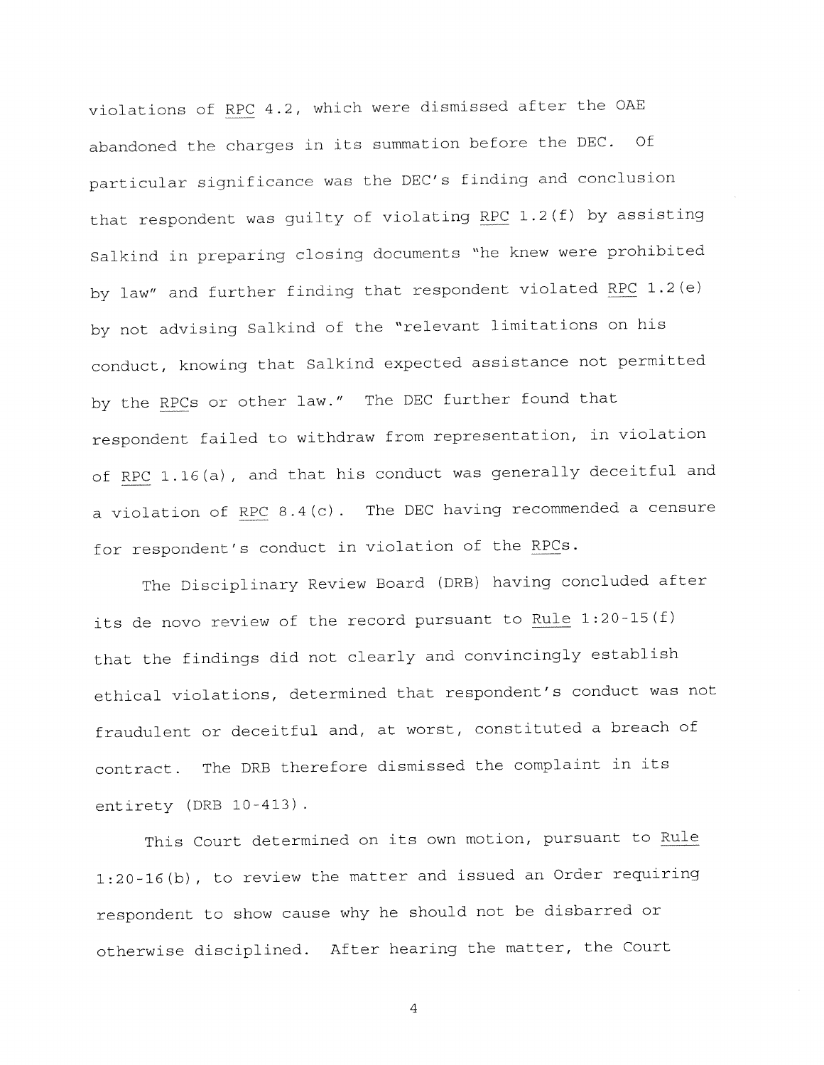violations of RPC 4.2, which were dismissed after the OAE abandoned the charges in its summation before the DEC. Of particular significance was the DEC's finding and conclusion that respondent was guilty of violating RPC 1.2(f) by assisting Salkind in preparing closing documents "he knew were prohibited by law" and further finding that respondent violated RPC 1.2(e) by not advising Salkind of the "relevant limitations on his conduct, knowing that Salkind expected assistance not permitted by the RPCs or other law." The DEC further found that respondent failed to withdraw from representation, in violation of RPC 1.16(a), and that his conduct was generally deceitful and a violation of RPC 8.4(c). The DEC having recommended a censure for respondent's conduct in violation of the RPCs.

The Disciplinary Review Board (DRB) having concluded after its de novo review of the record pursuant to Rule 1:20-15(f) that the findings did not clearly and convincingly establish ethical violations, determined that respondent's conduct was not fraudulent or deceitful and, at worst, constituted a breach of contract. The DRB therefore dismissed the complaint in its entirety (DRB 10-413).

This Court determined on its own motion, pursuant to Rule 1:20-16(b), to review the matter and issued an Order requiring respondent to show cause why he should not be disbarred or otherwise disciplined. After hearing the matter, the Court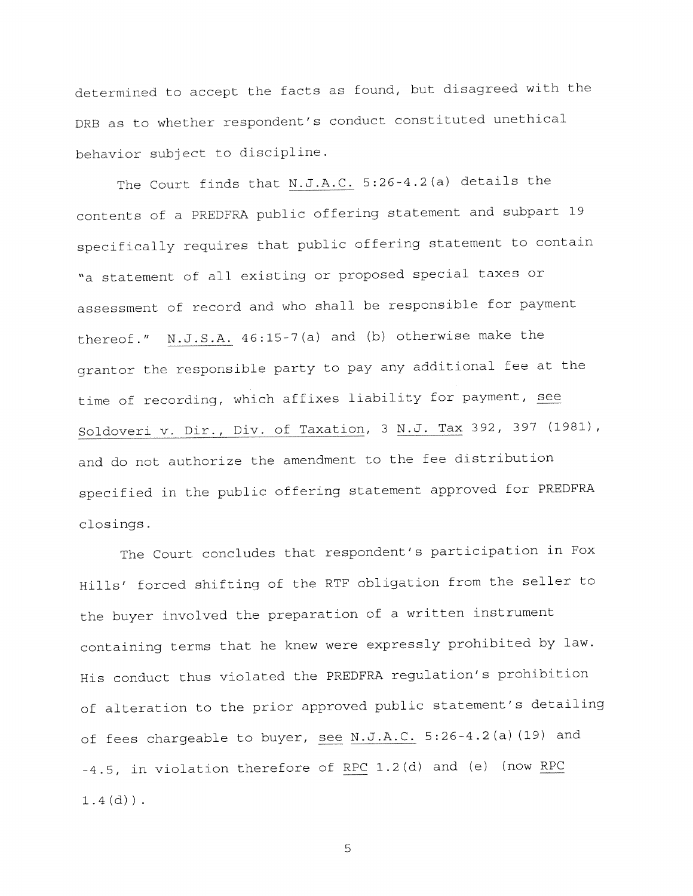determined to accept the facts as found, but disagreed with the DRB as to whether respondent's conduct constituted unethical behavior subject to discipline.

The Court finds that N.J.A.C. 5:26-4.2(a) details the contents of a PREDFRA public offering statement and subpart 19 specifically requires that public offering statement to contain "a statement of all existing or proposed special taxes or assessment of record and who shall be responsible for payment thereof." N.J.S.A. 46:15-7(a) and (b) otherwise make the grantor the responsible party to pay any additional fee at the time of recording, which affixes liability for payment, see Soldoveri v. Dir., Div. of Taxation, 3 N.J. Tax 392, 397 (1981), and do not authorize the amendment to the fee distribution specified in the public offering statement approved for PREDFRA closings.

The Court concludes that respondent's participation in Fox Hills' forced shifting of the RTF obligation from the seller to the buyer involved the preparation of a written instrument containing terms that he knew were expressly prohibited by law. His conduct thus violated the PREDFRA regulation's prohibition of alteration to the prior approved public statement's detailing of fees chargeable to buyer, see N.J.A.C. 5:26-4.2(a)(19) and -4.5, in violation therefore of RPC 1.2(d) and (e) (now RPC 1.4(d)).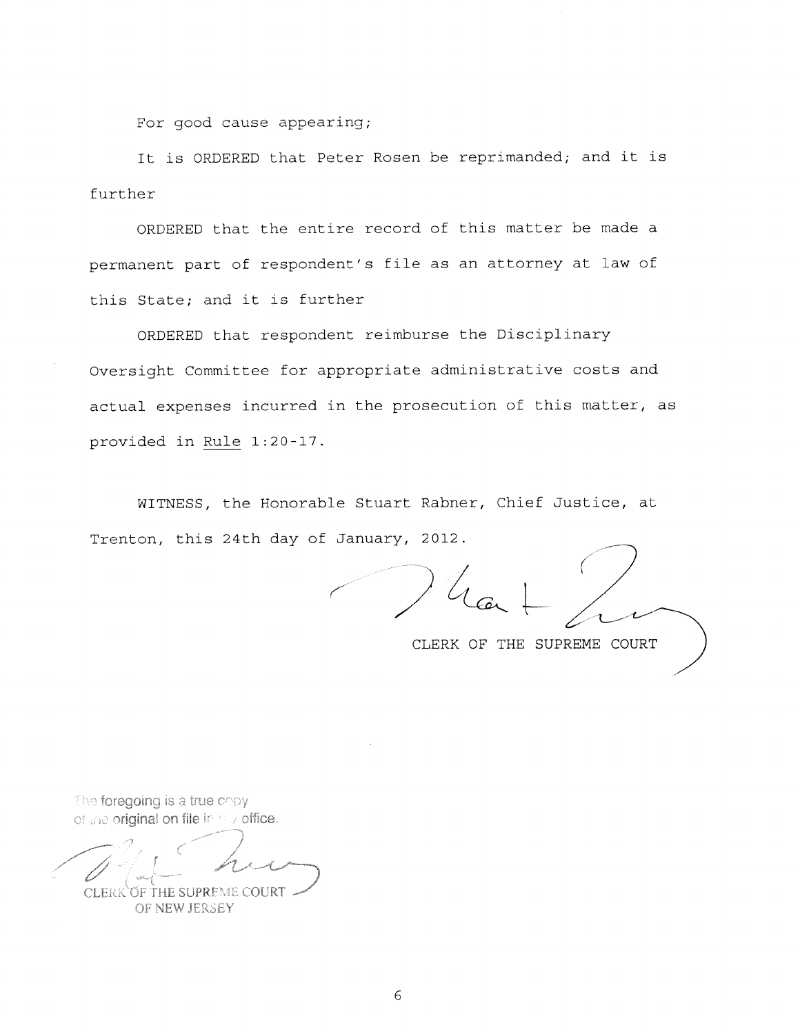For good cause appearing;

It is ORDERED that Peter Rosen be reprimanded; and it is further

ORDERED that the entire record of this matter be made a permanent part of respondent's file as an attorney at law of this State; and it is further

ORDERED that respondent reimburse the Disciplinary Oversight Committee for appropriate administrative costs and actual expenses incurred in the prosecution of this matter, as provided in Rule 1:20-17.

WITNESS, the Honorable Stuart Rabner, Chief Justice, at Trenton, this 24th day of January, 2012.

CLERK OF THE SUPREME COURT

The foregoing is a true copy of the original on file in my office.

CLERK OF THE SUPREME COURT OF NEW JERSEY